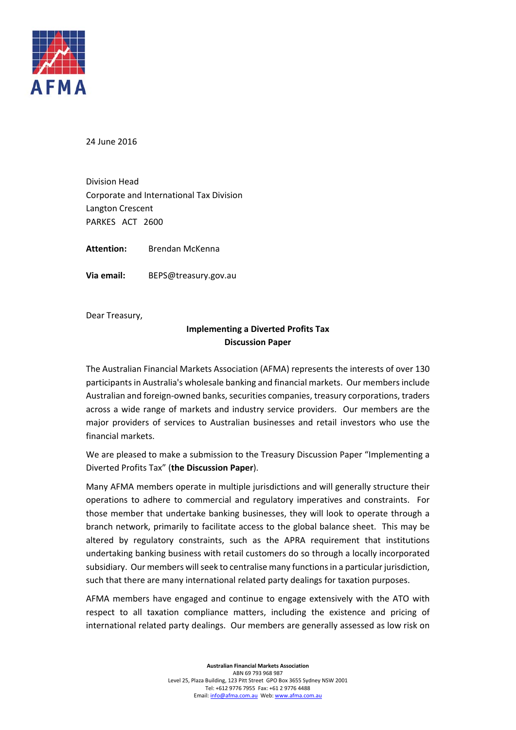AFMA

24 June 2016

Division Head
Corporate and International Tax Division
Langton Crescent
PARKES ACT 2600

**Attention:** Brendan McKenna

**Via email:** BEPS@treasury.gov.au

Dear Treasury,

**Implementing a Diverted Profits Tax**
**Discussion Paper**

The Australian Financial Markets Association (AFMA) represents the interests of over 130 participants in Australia's wholesale banking and financial markets. Our members include Australian and foreign-owned banks, securities companies, treasury corporations, traders across a wide range of markets and industry service providers. Our members are the major providers of services to Australian businesses and retail investors who use the financial markets.

We are pleased to make a submission to the Treasury Discussion Paper "Implementing a Diverted Profits Tax" (**the Discussion Paper**).

Many AFMA members operate in multiple jurisdictions and will generally structure their operations to adhere to commercial and regulatory imperatives and constraints. For those member that undertake banking businesses, they will look to operate through a branch network, primarily to facilitate access to the global balance sheet. This may be altered by regulatory constraints, such as the APRA requirement that institutions undertaking banking business with retail customers do so through a locally incorporated subsidiary. Our members will seek to centralise many functions in a particular jurisdiction, such that there are many international related party dealings for taxation purposes.

AFMA members have engaged and continue to engage extensively with the ATO with respect to all taxation compliance matters, including the existence and pricing of international related party dealings. Our members are generally assessed as low risk on

**Australian Financial Markets Association**
ABN 69 793 968 987
Level 25, Plaza Building, 123 Pitt Street GPO Box 3655 Sydney NSW 2001
Tel: +612 9776 7955 Fax: +61 2 9776 4488
Email: info@afma.com.au Web: www.afma.com.au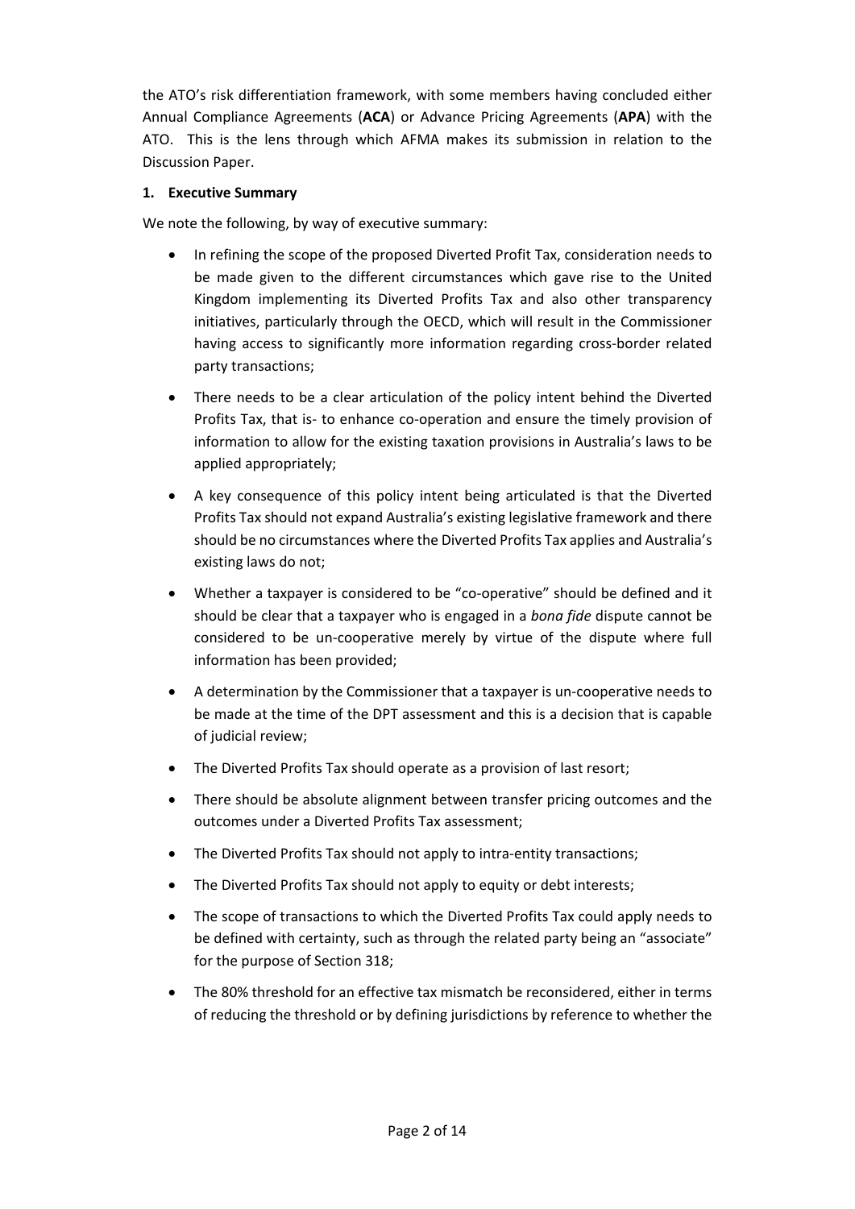the ATO's risk differentiation framework, with some members having concluded either Annual Compliance Agreements (**ACA**) or Advance Pricing Agreements (**APA**) with the ATO. This is the lens through which AFMA makes its submission in relation to the Discussion Paper.

## 1. Executive Summary

We note the following, by way of executive summary:

- In refining the scope of the proposed Diverted Profit Tax, consideration needs to be made given to the different circumstances which gave rise to the United Kingdom implementing its Diverted Profits Tax and also other transparency initiatives, particularly through the OECD, which will result in the Commissioner having access to significantly more information regarding cross-border related party transactions;
- There needs to be a clear articulation of the policy intent behind the Diverted Profits Tax, that is- to enhance co-operation and ensure the timely provision of information to allow for the existing taxation provisions in Australia's laws to be applied appropriately;
- A key consequence of this policy intent being articulated is that the Diverted Profits Tax should not expand Australia's existing legislative framework and there should be no circumstances where the Diverted Profits Tax applies and Australia's existing laws do not;
- Whether a taxpayer is considered to be "co-operative" should be defined and it should be clear that a taxpayer who is engaged in a *bona fide* dispute cannot be considered to be un-cooperative merely by virtue of the dispute where full information has been provided;
- A determination by the Commissioner that a taxpayer is un-cooperative needs to be made at the time of the DPT assessment and this is a decision that is capable of judicial review;
- The Diverted Profits Tax should operate as a provision of last resort;
- There should be absolute alignment between transfer pricing outcomes and the outcomes under a Diverted Profits Tax assessment;
- The Diverted Profits Tax should not apply to intra-entity transactions;
- The Diverted Profits Tax should not apply to equity or debt interests;
- The scope of transactions to which the Diverted Profits Tax could apply needs to be defined with certainty, such as through the related party being an "associate" for the purpose of Section 318;
- The 80% threshold for an effective tax mismatch be reconsidered, either in terms of reducing the threshold or by defining jurisdictions by reference to whether the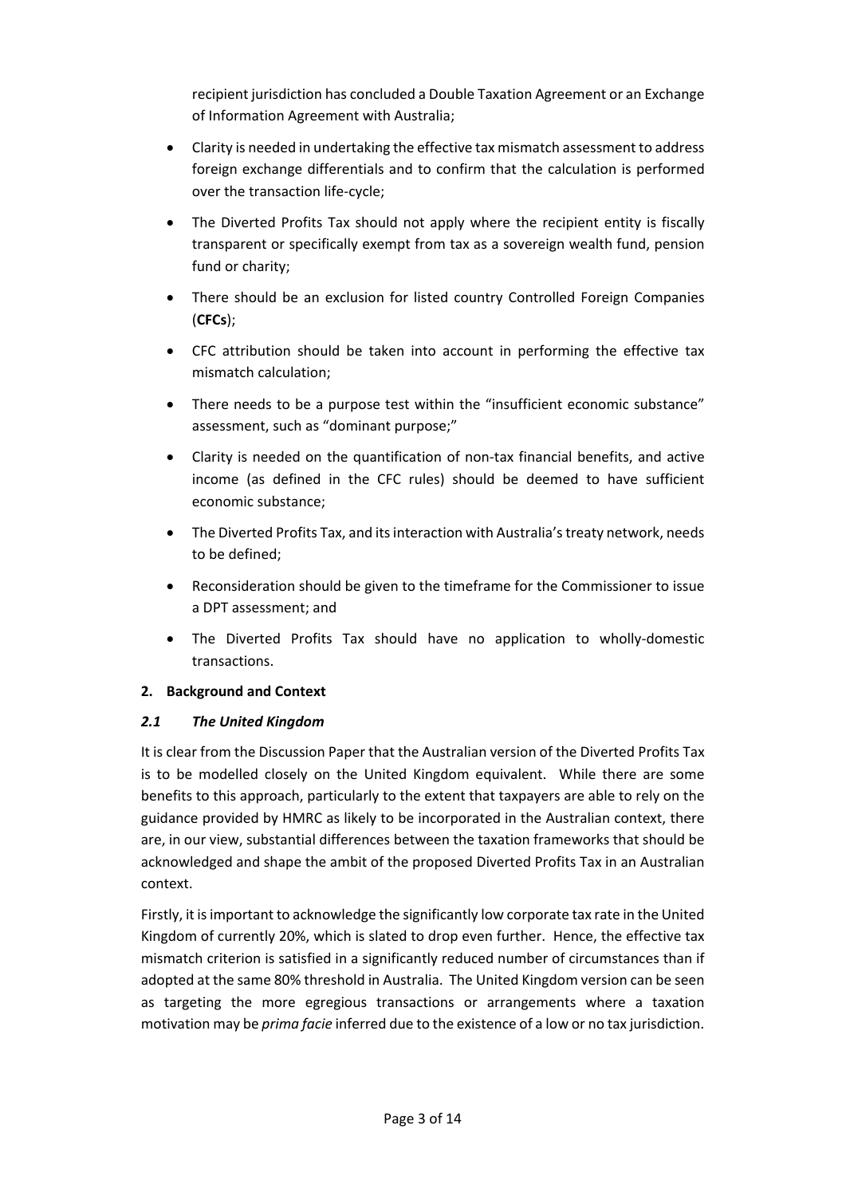recipient jurisdiction has concluded a Double Taxation Agreement or an Exchange of Information Agreement with Australia;

- Clarity is needed in undertaking the effective tax mismatch assessment to address foreign exchange differentials and to confirm that the calculation is performed over the transaction life-cycle;
- The Diverted Profits Tax should not apply where the recipient entity is fiscally transparent or specifically exempt from tax as a sovereign wealth fund, pension fund or charity;
- There should be an exclusion for listed country Controlled Foreign Companies (**CFCs**);
- CFC attribution should be taken into account in performing the effective tax mismatch calculation;
- There needs to be a purpose test within the "insufficient economic substance" assessment, such as "dominant purpose;"
- Clarity is needed on the quantification of non-tax financial benefits, and active income (as defined in the CFC rules) should be deemed to have sufficient economic substance;
- The Diverted Profits Tax, and its interaction with Australia's treaty network, needs to be defined;
- Reconsideration should be given to the timeframe for the Commissioner to issue a DPT assessment; and
- The Diverted Profits Tax should have no application to wholly-domestic transactions.

## 2. Background and Context

### *2.1 The United Kingdom*

It is clear from the Discussion Paper that the Australian version of the Diverted Profits Tax is to be modelled closely on the United Kingdom equivalent. While there are some benefits to this approach, particularly to the extent that taxpayers are able to rely on the guidance provided by HMRC as likely to be incorporated in the Australian context, there are, in our view, substantial differences between the taxation frameworks that should be acknowledged and shape the ambit of the proposed Diverted Profits Tax in an Australian context.

Firstly, it is important to acknowledge the significantly low corporate tax rate in the United Kingdom of currently 20%, which is slated to drop even further. Hence, the effective tax mismatch criterion is satisfied in a significantly reduced number of circumstances than if adopted at the same 80% threshold in Australia. The United Kingdom version can be seen as targeting the more egregious transactions or arrangements where a taxation motivation may be *prima facie* inferred due to the existence of a low or no tax jurisdiction.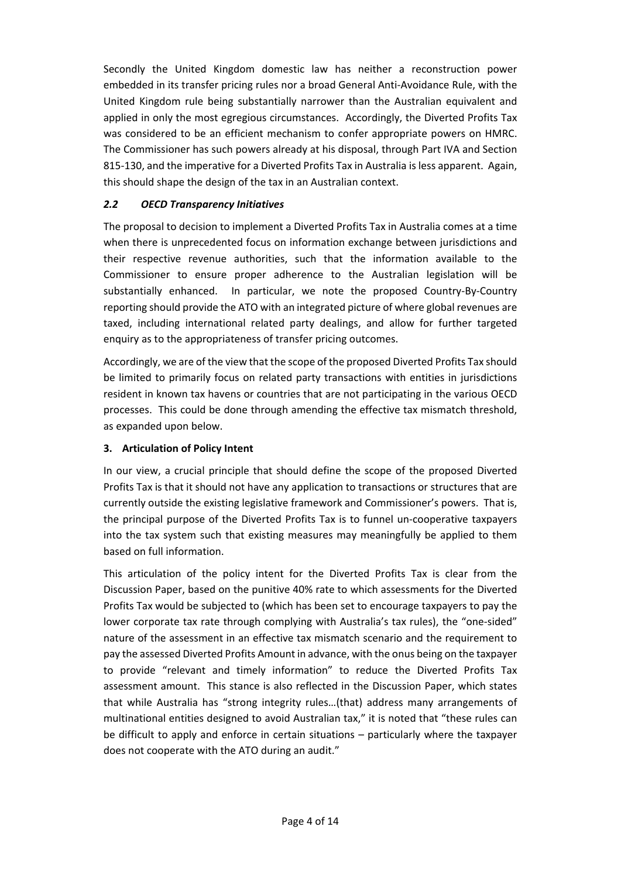Secondly the United Kingdom domestic law has neither a reconstruction power embedded in its transfer pricing rules nor a broad General Anti-Avoidance Rule, with the United Kingdom rule being substantially narrower than the Australian equivalent and applied in only the most egregious circumstances. Accordingly, the Diverted Profits Tax was considered to be an efficient mechanism to confer appropriate powers on HMRC. The Commissioner has such powers already at his disposal, through Part IVA and Section 815-130, and the imperative for a Diverted Profits Tax in Australia is less apparent. Again, this should shape the design of the tax in an Australian context.

### *2.2 OECD Transparency Initiatives*

The proposal to decision to implement a Diverted Profits Tax in Australia comes at a time when there is unprecedented focus on information exchange between jurisdictions and their respective revenue authorities, such that the information available to the Commissioner to ensure proper adherence to the Australian legislation will be substantially enhanced. In particular, we note the proposed Country-By-Country reporting should provide the ATO with an integrated picture of where global revenues are taxed, including international related party dealings, and allow for further targeted enquiry as to the appropriateness of transfer pricing outcomes.

Accordingly, we are of the view that the scope of the proposed Diverted Profits Tax should be limited to primarily focus on related party transactions with entities in jurisdictions resident in known tax havens or countries that are not participating in the various OECD processes. This could be done through amending the effective tax mismatch threshold, as expanded upon below.

## 3. Articulation of Policy Intent

In our view, a crucial principle that should define the scope of the proposed Diverted Profits Tax is that it should not have any application to transactions or structures that are currently outside the existing legislative framework and Commissioner's powers. That is, the principal purpose of the Diverted Profits Tax is to funnel un-cooperative taxpayers into the tax system such that existing measures may meaningfully be applied to them based on full information.

This articulation of the policy intent for the Diverted Profits Tax is clear from the Discussion Paper, based on the punitive 40% rate to which assessments for the Diverted Profits Tax would be subjected to (which has been set to encourage taxpayers to pay the lower corporate tax rate through complying with Australia's tax rules), the "one-sided" nature of the assessment in an effective tax mismatch scenario and the requirement to pay the assessed Diverted Profits Amount in advance, with the onus being on the taxpayer to provide "relevant and timely information" to reduce the Diverted Profits Tax assessment amount. This stance is also reflected in the Discussion Paper, which states that while Australia has "strong integrity rules…(that) address many arrangements of multinational entities designed to avoid Australian tax," it is noted that "these rules can be difficult to apply and enforce in certain situations – particularly where the taxpayer does not cooperate with the ATO during an audit."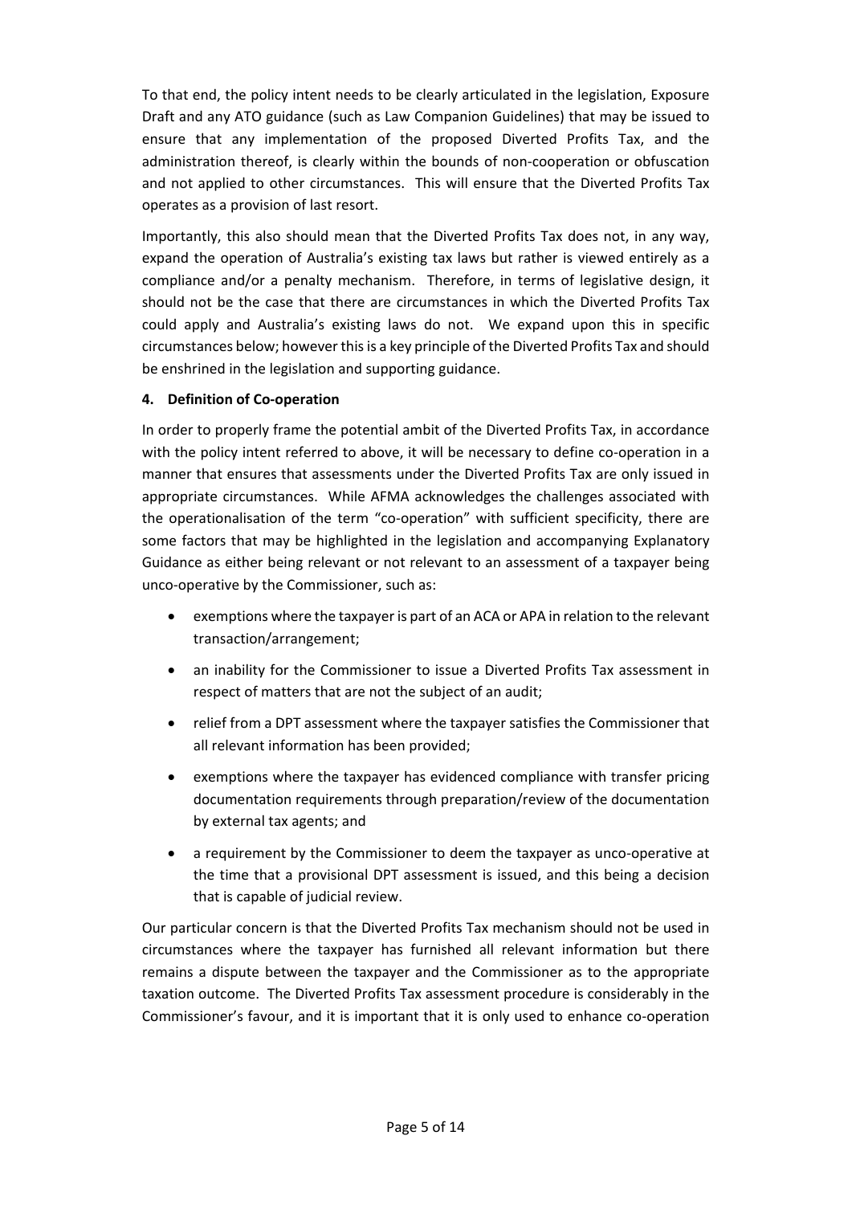To that end, the policy intent needs to be clearly articulated in the legislation, Exposure Draft and any ATO guidance (such as Law Companion Guidelines) that may be issued to ensure that any implementation of the proposed Diverted Profits Tax, and the administration thereof, is clearly within the bounds of non-cooperation or obfuscation and not applied to other circumstances. This will ensure that the Diverted Profits Tax operates as a provision of last resort.

Importantly, this also should mean that the Diverted Profits Tax does not, in any way, expand the operation of Australia's existing tax laws but rather is viewed entirely as a compliance and/or a penalty mechanism. Therefore, in terms of legislative design, it should not be the case that there are circumstances in which the Diverted Profits Tax could apply and Australia's existing laws do not. We expand upon this in specific circumstances below; however this is a key principle of the Diverted Profits Tax and should be enshrined in the legislation and supporting guidance.

## 4. Definition of Co-operation

In order to properly frame the potential ambit of the Diverted Profits Tax, in accordance with the policy intent referred to above, it will be necessary to define co-operation in a manner that ensures that assessments under the Diverted Profits Tax are only issued in appropriate circumstances. While AFMA acknowledges the challenges associated with the operationalisation of the term "co-operation" with sufficient specificity, there are some factors that may be highlighted in the legislation and accompanying Explanatory Guidance as either being relevant or not relevant to an assessment of a taxpayer being unco-operative by the Commissioner, such as:

- exemptions where the taxpayer is part of an ACA or APA in relation to the relevant transaction/arrangement;
- an inability for the Commissioner to issue a Diverted Profits Tax assessment in respect of matters that are not the subject of an audit;
- relief from a DPT assessment where the taxpayer satisfies the Commissioner that all relevant information has been provided;
- exemptions where the taxpayer has evidenced compliance with transfer pricing documentation requirements through preparation/review of the documentation by external tax agents; and
- a requirement by the Commissioner to deem the taxpayer as unco-operative at the time that a provisional DPT assessment is issued, and this being a decision that is capable of judicial review.

Our particular concern is that the Diverted Profits Tax mechanism should not be used in circumstances where the taxpayer has furnished all relevant information but there remains a dispute between the taxpayer and the Commissioner as to the appropriate taxation outcome. The Diverted Profits Tax assessment procedure is considerably in the Commissioner's favour, and it is important that it is only used to enhance co-operation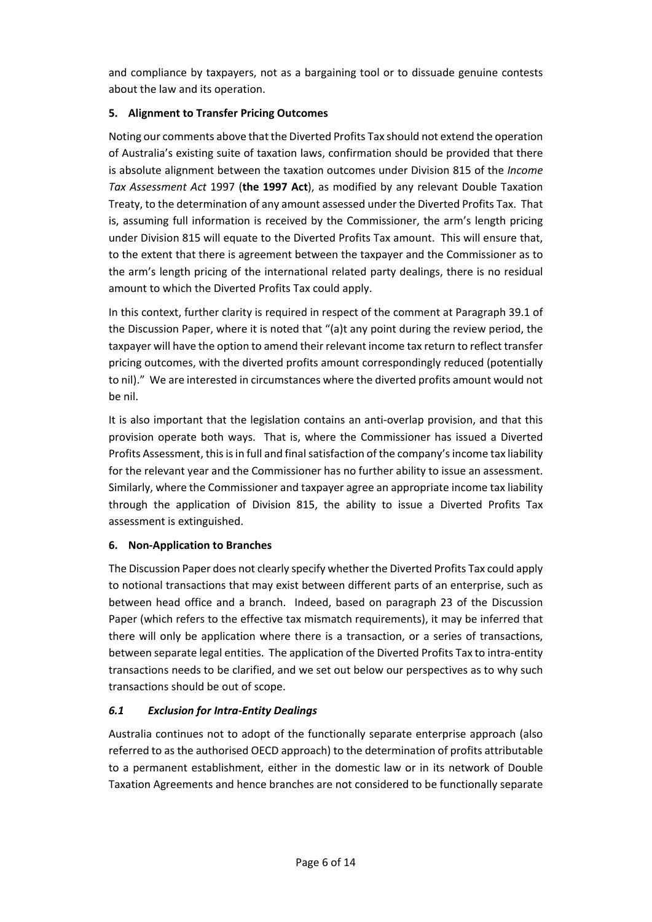and compliance by taxpayers, not as a bargaining tool or to dissuade genuine contests about the law and its operation.

### 5. Alignment to Transfer Pricing Outcomes

Noting our comments above that the Diverted Profits Tax should not extend the operation of Australia's existing suite of taxation laws, confirmation should be provided that there is absolute alignment between the taxation outcomes under Division 815 of the *Income Tax Assessment Act* 1997 (**the 1997 Act**), as modified by any relevant Double Taxation Treaty, to the determination of any amount assessed under the Diverted Profits Tax. That is, assuming full information is received by the Commissioner, the arm's length pricing under Division 815 will equate to the Diverted Profits Tax amount. This will ensure that, to the extent that there is agreement between the taxpayer and the Commissioner as to the arm's length pricing of the international related party dealings, there is no residual amount to which the Diverted Profits Tax could apply.

In this context, further clarity is required in respect of the comment at Paragraph 39.1 of the Discussion Paper, where it is noted that "(a)t any point during the review period, the taxpayer will have the option to amend their relevant income tax return to reflect transfer pricing outcomes, with the diverted profits amount correspondingly reduced (potentially to nil)." We are interested in circumstances where the diverted profits amount would not be nil.

It is also important that the legislation contains an anti-overlap provision, and that this provision operate both ways. That is, where the Commissioner has issued a Diverted Profits Assessment, this is in full and final satisfaction of the company's income tax liability for the relevant year and the Commissioner has no further ability to issue an assessment. Similarly, where the Commissioner and taxpayer agree an appropriate income tax liability through the application of Division 815, the ability to issue a Diverted Profits Tax assessment is extinguished.

### 6. Non-Application to Branches

The Discussion Paper does not clearly specify whether the Diverted Profits Tax could apply to notional transactions that may exist between different parts of an enterprise, such as between head office and a branch. Indeed, based on paragraph 23 of the Discussion Paper (which refers to the effective tax mismatch requirements), it may be inferred that there will only be application where there is a transaction, or a series of transactions, between separate legal entities. The application of the Diverted Profits Tax to intra-entity transactions needs to be clarified, and we set out below our perspectives as to why such transactions should be out of scope.

#### *6.1 Exclusion for Intra-Entity Dealings*

Australia continues not to adopt of the functionally separate enterprise approach (also referred to as the authorised OECD approach) to the determination of profits attributable to a permanent establishment, either in the domestic law or in its network of Double Taxation Agreements and hence branches are not considered to be functionally separate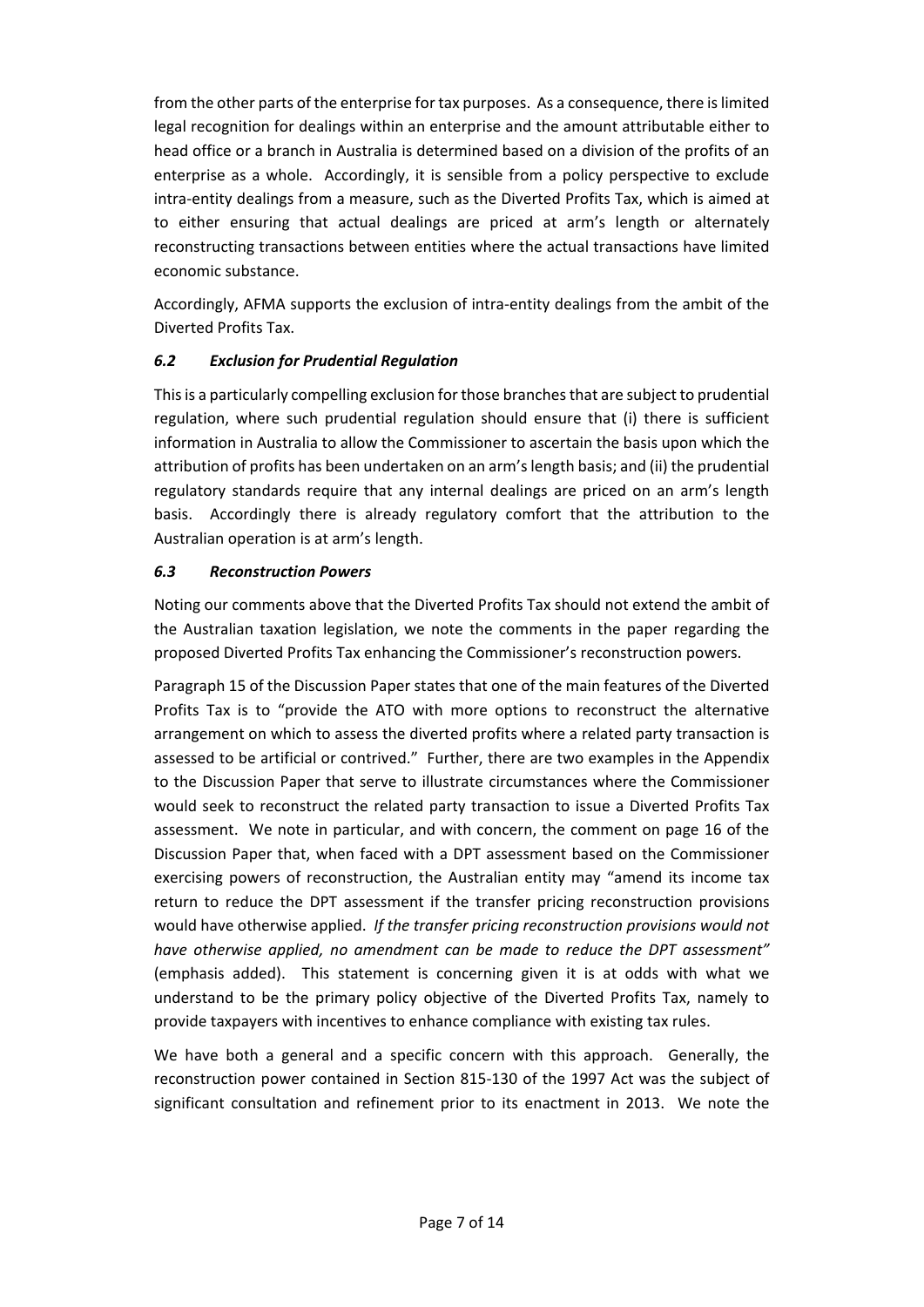from the other parts of the enterprise for tax purposes. As a consequence, there is limited legal recognition for dealings within an enterprise and the amount attributable either to head office or a branch in Australia is determined based on a division of the profits of an enterprise as a whole. Accordingly, it is sensible from a policy perspective to exclude intra-entity dealings from a measure, such as the Diverted Profits Tax, which is aimed at to either ensuring that actual dealings are priced at arm's length or alternately reconstructing transactions between entities where the actual transactions have limited economic substance.

Accordingly, AFMA supports the exclusion of intra-entity dealings from the ambit of the Diverted Profits Tax.

### *6.2 Exclusion for Prudential Regulation*

This is a particularly compelling exclusion for those branches that are subject to prudential regulation, where such prudential regulation should ensure that (i) there is sufficient information in Australia to allow the Commissioner to ascertain the basis upon which the attribution of profits has been undertaken on an arm's length basis; and (ii) the prudential regulatory standards require that any internal dealings are priced on an arm's length basis. Accordingly there is already regulatory comfort that the attribution to the Australian operation is at arm's length.

### *6.3 Reconstruction Powers*

Noting our comments above that the Diverted Profits Tax should not extend the ambit of the Australian taxation legislation, we note the comments in the paper regarding the proposed Diverted Profits Tax enhancing the Commissioner's reconstruction powers.

Paragraph 15 of the Discussion Paper states that one of the main features of the Diverted Profits Tax is to "provide the ATO with more options to reconstruct the alternative arrangement on which to assess the diverted profits where a related party transaction is assessed to be artificial or contrived." Further, there are two examples in the Appendix to the Discussion Paper that serve to illustrate circumstances where the Commissioner would seek to reconstruct the related party transaction to issue a Diverted Profits Tax assessment. We note in particular, and with concern, the comment on page 16 of the Discussion Paper that, when faced with a DPT assessment based on the Commissioner exercising powers of reconstruction, the Australian entity may "amend its income tax return to reduce the DPT assessment if the transfer pricing reconstruction provisions would have otherwise applied. *If the transfer pricing reconstruction provisions would not have otherwise applied, no amendment can be made to reduce the DPT assessment"* (emphasis added). This statement is concerning given it is at odds with what we understand to be the primary policy objective of the Diverted Profits Tax, namely to provide taxpayers with incentives to enhance compliance with existing tax rules.

We have both a general and a specific concern with this approach. Generally, the reconstruction power contained in Section 815-130 of the 1997 Act was the subject of significant consultation and refinement prior to its enactment in 2013. We note the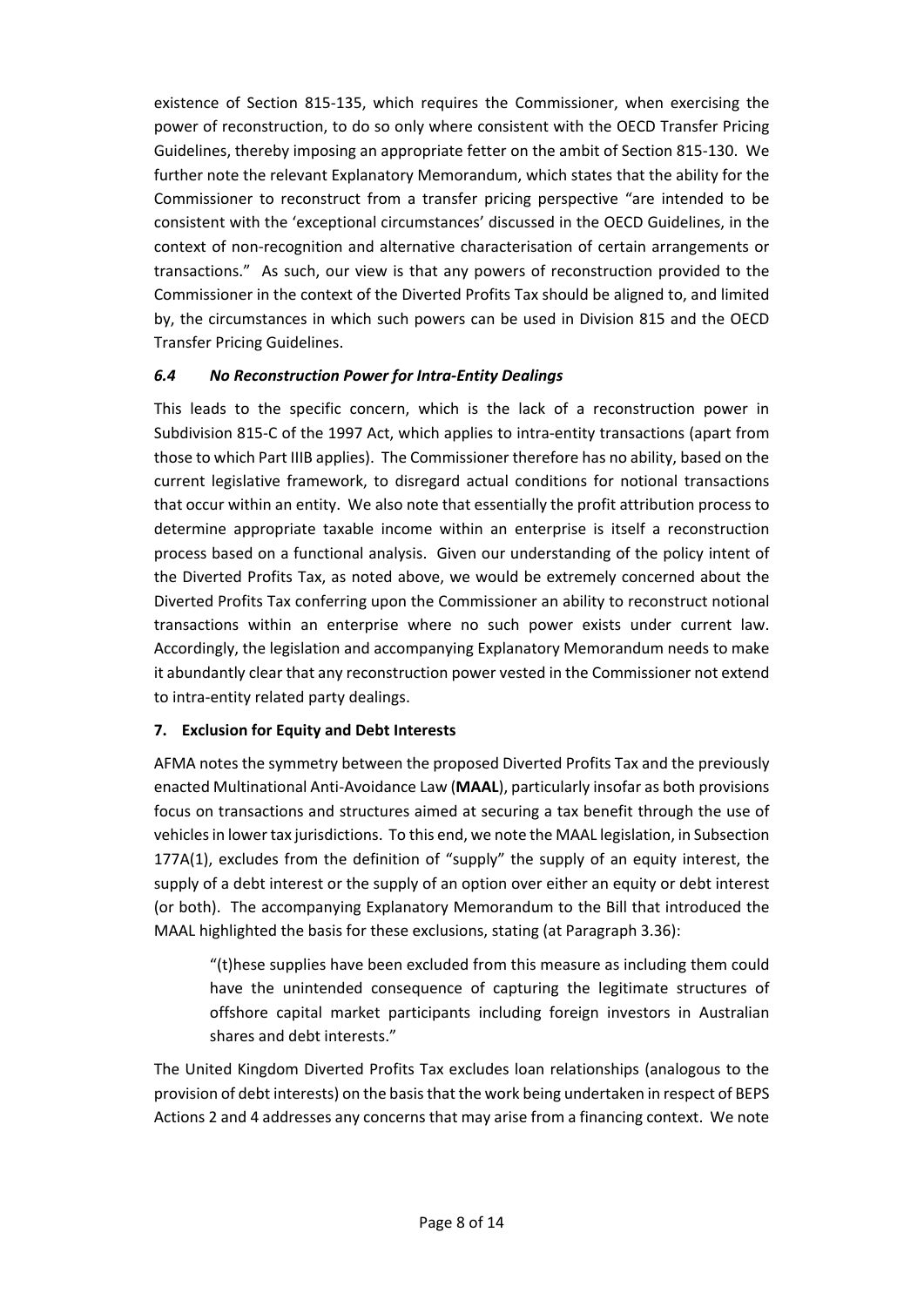existence of Section 815-135, which requires the Commissioner, when exercising the power of reconstruction, to do so only where consistent with the OECD Transfer Pricing Guidelines, thereby imposing an appropriate fetter on the ambit of Section 815-130. We further note the relevant Explanatory Memorandum, which states that the ability for the Commissioner to reconstruct from a transfer pricing perspective "are intended to be consistent with the 'exceptional circumstances' discussed in the OECD Guidelines, in the context of non-recognition and alternative characterisation of certain arrangements or transactions." As such, our view is that any powers of reconstruction provided to the Commissioner in the context of the Diverted Profits Tax should be aligned to, and limited by, the circumstances in which such powers can be used in Division 815 and the OECD Transfer Pricing Guidelines.

### *6.4 No Reconstruction Power for Intra-Entity Dealings*

This leads to the specific concern, which is the lack of a reconstruction power in Subdivision 815-C of the 1997 Act, which applies to intra-entity transactions (apart from those to which Part IIIB applies). The Commissioner therefore has no ability, based on the current legislative framework, to disregard actual conditions for notional transactions that occur within an entity. We also note that essentially the profit attribution process to determine appropriate taxable income within an enterprise is itself a reconstruction process based on a functional analysis. Given our understanding of the policy intent of the Diverted Profits Tax, as noted above, we would be extremely concerned about the Diverted Profits Tax conferring upon the Commissioner an ability to reconstruct notional transactions within an enterprise where no such power exists under current law. Accordingly, the legislation and accompanying Explanatory Memorandum needs to make it abundantly clear that any reconstruction power vested in the Commissioner not extend to intra-entity related party dealings.

## 7. Exclusion for Equity and Debt Interests

AFMA notes the symmetry between the proposed Diverted Profits Tax and the previously enacted Multinational Anti-Avoidance Law (**MAAL**), particularly insofar as both provisions focus on transactions and structures aimed at securing a tax benefit through the use of vehicles in lower tax jurisdictions. To this end, we note the MAAL legislation, in Subsection 177A(1), excludes from the definition of "supply" the supply of an equity interest, the supply of a debt interest or the supply of an option over either an equity or debt interest (or both). The accompanying Explanatory Memorandum to the Bill that introduced the MAAL highlighted the basis for these exclusions, stating (at Paragraph 3.36):

> "(t)hese supplies have been excluded from this measure as including them could have the unintended consequence of capturing the legitimate structures of offshore capital market participants including foreign investors in Australian shares and debt interests."

The United Kingdom Diverted Profits Tax excludes loan relationships (analogous to the provision of debt interests) on the basis that the work being undertaken in respect of BEPS Actions 2 and 4 addresses any concerns that may arise from a financing context. We note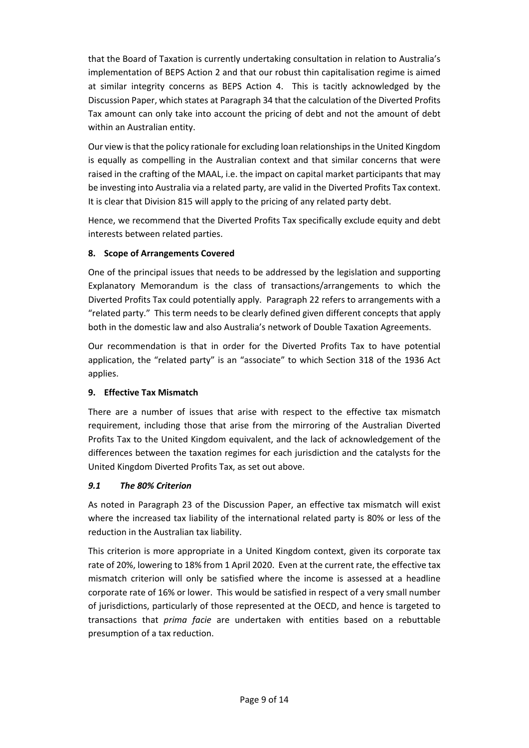that the Board of Taxation is currently undertaking consultation in relation to Australia's implementation of BEPS Action 2 and that our robust thin capitalisation regime is aimed at similar integrity concerns as BEPS Action 4. This is tacitly acknowledged by the Discussion Paper, which states at Paragraph 34 that the calculation of the Diverted Profits Tax amount can only take into account the pricing of debt and not the amount of debt within an Australian entity.

Our view is that the policy rationale for excluding loan relationships in the United Kingdom is equally as compelling in the Australian context and that similar concerns that were raised in the crafting of the MAAL, i.e. the impact on capital market participants that may be investing into Australia via a related party, are valid in the Diverted Profits Tax context. It is clear that Division 815 will apply to the pricing of any related party debt.

Hence, we recommend that the Diverted Profits Tax specifically exclude equity and debt interests between related parties.

## 8. Scope of Arrangements Covered

One of the principal issues that needs to be addressed by the legislation and supporting Explanatory Memorandum is the class of transactions/arrangements to which the Diverted Profits Tax could potentially apply. Paragraph 22 refers to arrangements with a "related party." This term needs to be clearly defined given different concepts that apply both in the domestic law and also Australia's network of Double Taxation Agreements.

Our recommendation is that in order for the Diverted Profits Tax to have potential application, the "related party" is an "associate" to which Section 318 of the 1936 Act applies.

## 9. Effective Tax Mismatch

There are a number of issues that arise with respect to the effective tax mismatch requirement, including those that arise from the mirroring of the Australian Diverted Profits Tax to the United Kingdom equivalent, and the lack of acknowledgement of the differences between the taxation regimes for each jurisdiction and the catalysts for the United Kingdom Diverted Profits Tax, as set out above.

### *9.1 The 80% Criterion*

As noted in Paragraph 23 of the Discussion Paper, an effective tax mismatch will exist where the increased tax liability of the international related party is 80% or less of the reduction in the Australian tax liability.

This criterion is more appropriate in a United Kingdom context, given its corporate tax rate of 20%, lowering to 18% from 1 April 2020. Even at the current rate, the effective tax mismatch criterion will only be satisfied where the income is assessed at a headline corporate rate of 16% or lower. This would be satisfied in respect of a very small number of jurisdictions, particularly of those represented at the OECD, and hence is targeted to transactions that *prima facie* are undertaken with entities based on a rebuttable presumption of a tax reduction.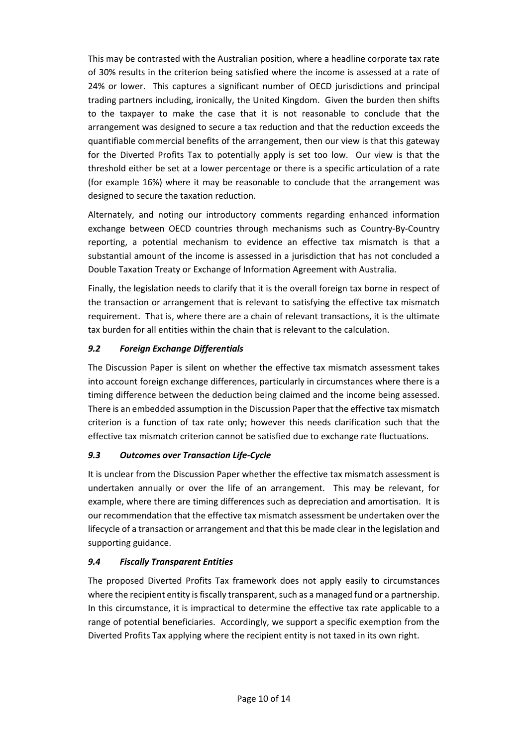This may be contrasted with the Australian position, where a headline corporate tax rate of 30% results in the criterion being satisfied where the income is assessed at a rate of 24% or lower. This captures a significant number of OECD jurisdictions and principal trading partners including, ironically, the United Kingdom. Given the burden then shifts to the taxpayer to make the case that it is not reasonable to conclude that the arrangement was designed to secure a tax reduction and that the reduction exceeds the quantifiable commercial benefits of the arrangement, then our view is that this gateway for the Diverted Profits Tax to potentially apply is set too low. Our view is that the threshold either be set at a lower percentage or there is a specific articulation of a rate (for example 16%) where it may be reasonable to conclude that the arrangement was designed to secure the taxation reduction.

Alternately, and noting our introductory comments regarding enhanced information exchange between OECD countries through mechanisms such as Country-By-Country reporting, a potential mechanism to evidence an effective tax mismatch is that a substantial amount of the income is assessed in a jurisdiction that has not concluded a Double Taxation Treaty or Exchange of Information Agreement with Australia.

Finally, the legislation needs to clarify that it is the overall foreign tax borne in respect of the transaction or arrangement that is relevant to satisfying the effective tax mismatch requirement. That is, where there are a chain of relevant transactions, it is the ultimate tax burden for all entities within the chain that is relevant to the calculation.

### *9.2 Foreign Exchange Differentials*

The Discussion Paper is silent on whether the effective tax mismatch assessment takes into account foreign exchange differences, particularly in circumstances where there is a timing difference between the deduction being claimed and the income being assessed. There is an embedded assumption in the Discussion Paper that the effective tax mismatch criterion is a function of tax rate only; however this needs clarification such that the effective tax mismatch criterion cannot be satisfied due to exchange rate fluctuations.

### *9.3 Outcomes over Transaction Life-Cycle*

It is unclear from the Discussion Paper whether the effective tax mismatch assessment is undertaken annually or over the life of an arrangement. This may be relevant, for example, where there are timing differences such as depreciation and amortisation. It is our recommendation that the effective tax mismatch assessment be undertaken over the lifecycle of a transaction or arrangement and that this be made clear in the legislation and supporting guidance.

### *9.4 Fiscally Transparent Entities*

The proposed Diverted Profits Tax framework does not apply easily to circumstances where the recipient entity is fiscally transparent, such as a managed fund or a partnership. In this circumstance, it is impractical to determine the effective tax rate applicable to a range of potential beneficiaries. Accordingly, we support a specific exemption from the Diverted Profits Tax applying where the recipient entity is not taxed in its own right.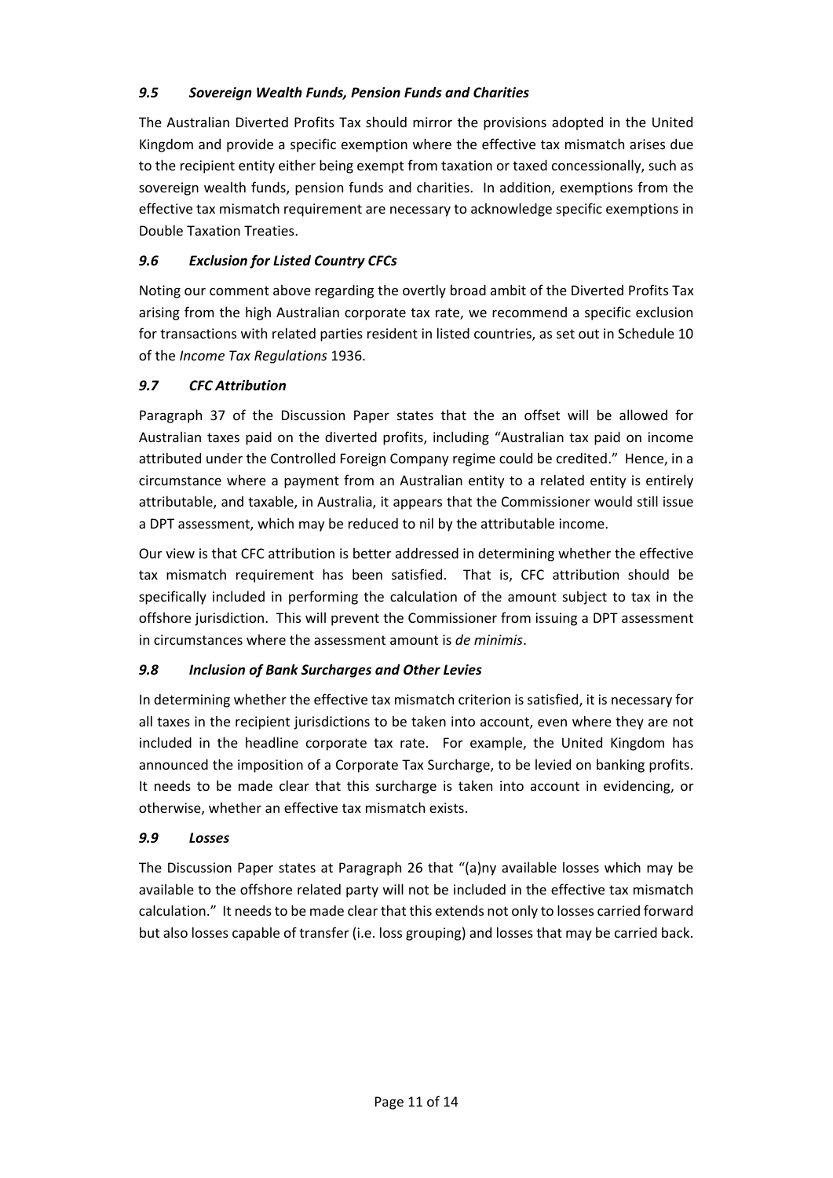### *9.5 Sovereign Wealth Funds, Pension Funds and Charities*

The Australian Diverted Profits Tax should mirror the provisions adopted in the United Kingdom and provide a specific exemption where the effective tax mismatch arises due to the recipient entity either being exempt from taxation or taxed concessionally, such as sovereign wealth funds, pension funds and charities. In addition, exemptions from the effective tax mismatch requirement are necessary to acknowledge specific exemptions in Double Taxation Treaties.

### *9.6 Exclusion for Listed Country CFCs*

Noting our comment above regarding the overtly broad ambit of the Diverted Profits Tax arising from the high Australian corporate tax rate, we recommend a specific exclusion for transactions with related parties resident in listed countries, as set out in Schedule 10 of the *Income Tax Regulations* 1936.

### *9.7 CFC Attribution*

Paragraph 37 of the Discussion Paper states that the an offset will be allowed for Australian taxes paid on the diverted profits, including "Australian tax paid on income attributed under the Controlled Foreign Company regime could be credited." Hence, in a circumstance where a payment from an Australian entity to a related entity is entirely attributable, and taxable, in Australia, it appears that the Commissioner would still issue a DPT assessment, which may be reduced to nil by the attributable income.

Our view is that CFC attribution is better addressed in determining whether the effective tax mismatch requirement has been satisfied. That is, CFC attribution should be specifically included in performing the calculation of the amount subject to tax in the offshore jurisdiction. This will prevent the Commissioner from issuing a DPT assessment in circumstances where the assessment amount is *de minimis*.

### *9.8 Inclusion of Bank Surcharges and Other Levies*

In determining whether the effective tax mismatch criterion is satisfied, it is necessary for all taxes in the recipient jurisdictions to be taken into account, even where they are not included in the headline corporate tax rate. For example, the United Kingdom has announced the imposition of a Corporate Tax Surcharge, to be levied on banking profits. It needs to be made clear that this surcharge is taken into account in evidencing, or otherwise, whether an effective tax mismatch exists.

### *9.9 Losses*

The Discussion Paper states at Paragraph 26 that "(a)ny available losses which may be available to the offshore related party will not be included in the effective tax mismatch calculation." It needs to be made clear that this extends not only to losses carried forward but also losses capable of transfer (i.e. loss grouping) and losses that may be carried back.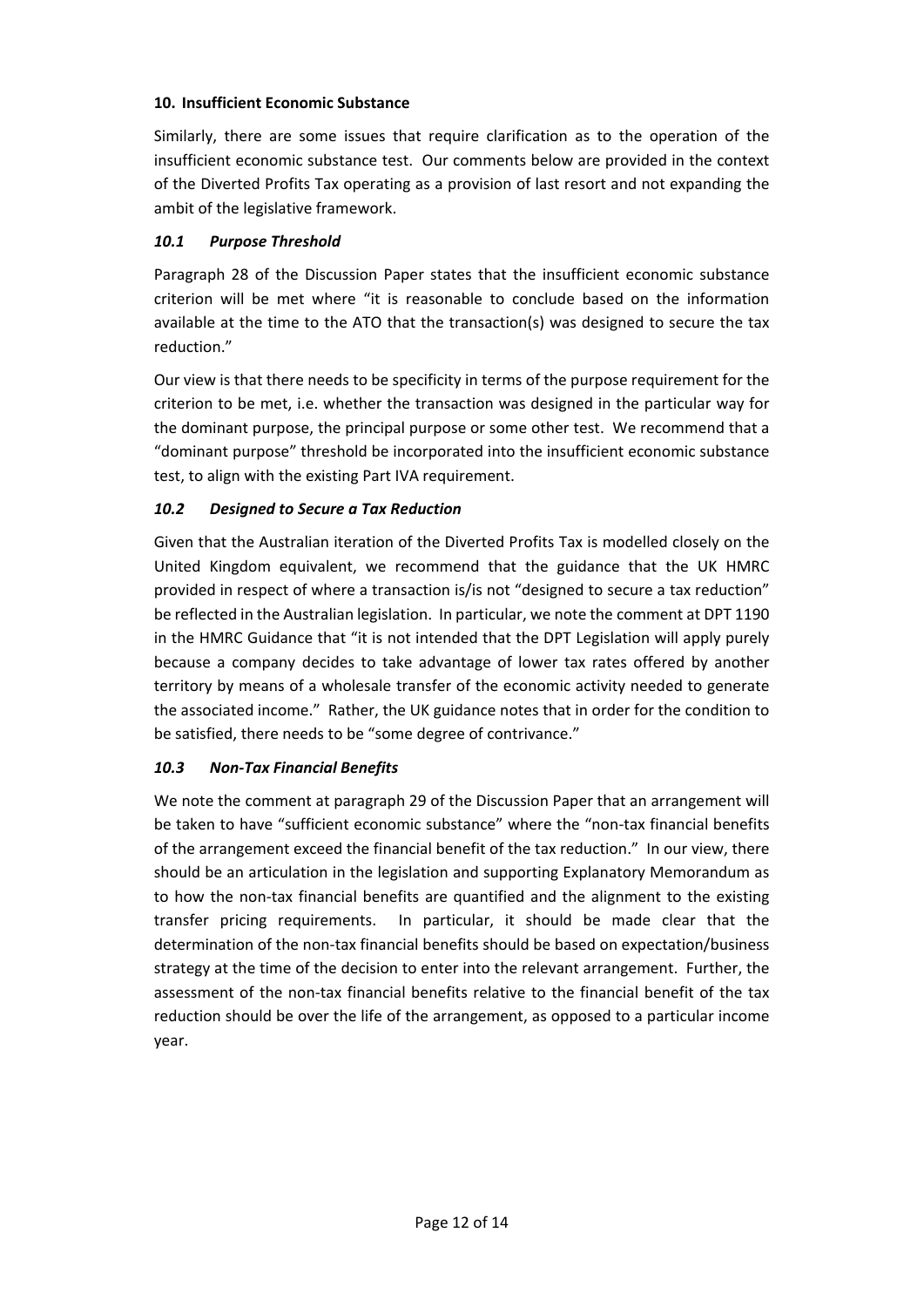## 10. Insufficient Economic Substance

Similarly, there are some issues that require clarification as to the operation of the insufficient economic substance test. Our comments below are provided in the context of the Diverted Profits Tax operating as a provision of last resort and not expanding the ambit of the legislative framework.

### *10.1 Purpose Threshold*

Paragraph 28 of the Discussion Paper states that the insufficient economic substance criterion will be met where "it is reasonable to conclude based on the information available at the time to the ATO that the transaction(s) was designed to secure the tax reduction."

Our view is that there needs to be specificity in terms of the purpose requirement for the criterion to be met, i.e. whether the transaction was designed in the particular way for the dominant purpose, the principal purpose or some other test. We recommend that a "dominant purpose" threshold be incorporated into the insufficient economic substance test, to align with the existing Part IVA requirement.

### *10.2 Designed to Secure a Tax Reduction*

Given that the Australian iteration of the Diverted Profits Tax is modelled closely on the United Kingdom equivalent, we recommend that the guidance that the UK HMRC provided in respect of where a transaction is/is not "designed to secure a tax reduction" be reflected in the Australian legislation. In particular, we note the comment at DPT 1190 in the HMRC Guidance that "it is not intended that the DPT Legislation will apply purely because a company decides to take advantage of lower tax rates offered by another territory by means of a wholesale transfer of the economic activity needed to generate the associated income." Rather, the UK guidance notes that in order for the condition to be satisfied, there needs to be "some degree of contrivance."

### *10.3 Non-Tax Financial Benefits*

We note the comment at paragraph 29 of the Discussion Paper that an arrangement will be taken to have "sufficient economic substance" where the "non-tax financial benefits of the arrangement exceed the financial benefit of the tax reduction." In our view, there should be an articulation in the legislation and supporting Explanatory Memorandum as to how the non-tax financial benefits are quantified and the alignment to the existing transfer pricing requirements. In particular, it should be made clear that the determination of the non-tax financial benefits should be based on expectation/business strategy at the time of the decision to enter into the relevant arrangement. Further, the assessment of the non-tax financial benefits relative to the financial benefit of the tax reduction should be over the life of the arrangement, as opposed to a particular income year.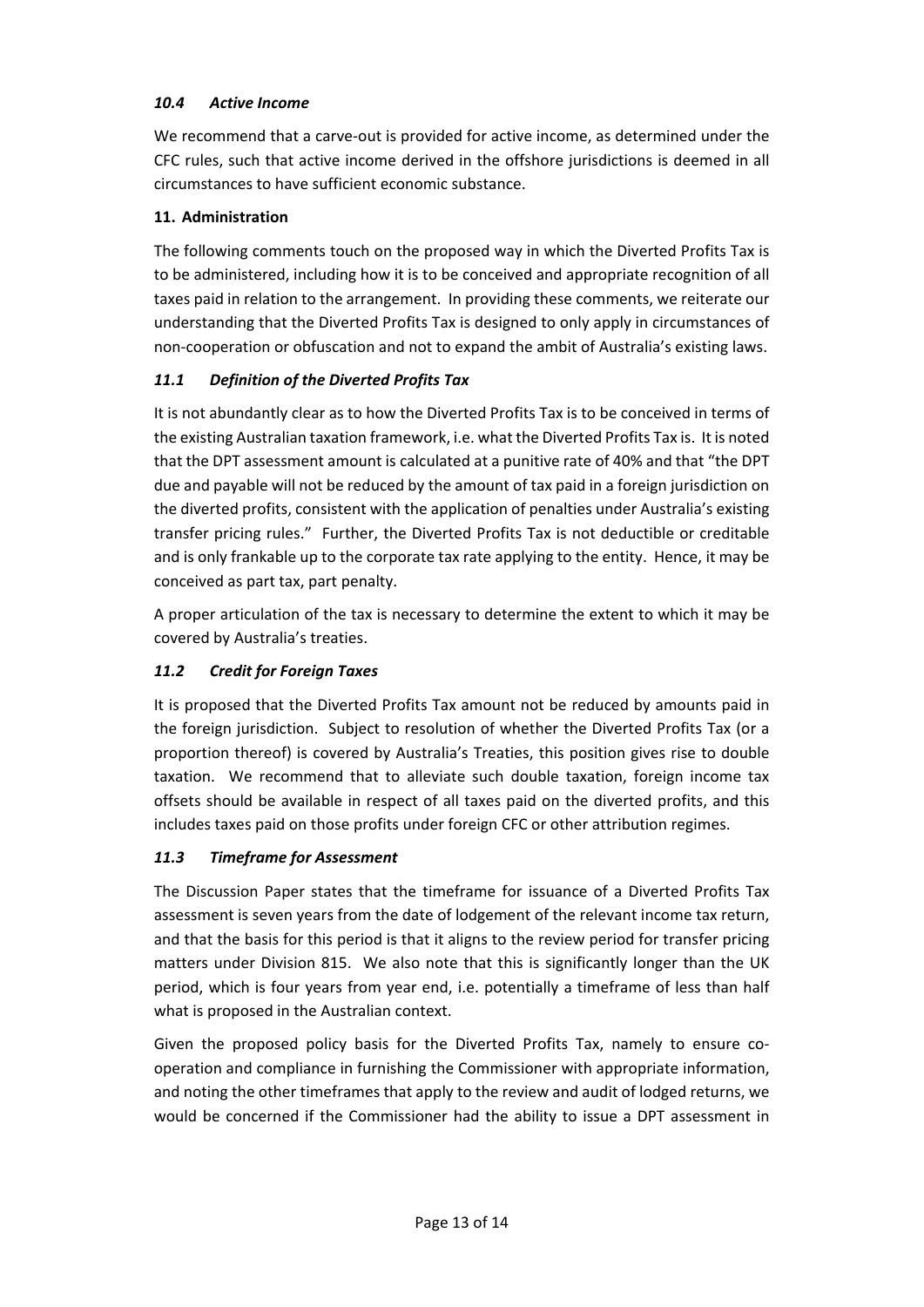### *10.4 Active Income*

We recommend that a carve-out is provided for active income, as determined under the CFC rules, such that active income derived in the offshore jurisdictions is deemed in all circumstances to have sufficient economic substance.

## 11. Administration

The following comments touch on the proposed way in which the Diverted Profits Tax is to be administered, including how it is to be conceived and appropriate recognition of all taxes paid in relation to the arrangement. In providing these comments, we reiterate our understanding that the Diverted Profits Tax is designed to only apply in circumstances of non-cooperation or obfuscation and not to expand the ambit of Australia's existing laws.

### *11.1 Definition of the Diverted Profits Tax*

It is not abundantly clear as to how the Diverted Profits Tax is to be conceived in terms of the existing Australian taxation framework, i.e. what the Diverted Profits Tax is. It is noted that the DPT assessment amount is calculated at a punitive rate of 40% and that "the DPT due and payable will not be reduced by the amount of tax paid in a foreign jurisdiction on the diverted profits, consistent with the application of penalties under Australia's existing transfer pricing rules." Further, the Diverted Profits Tax is not deductible or creditable and is only frankable up to the corporate tax rate applying to the entity. Hence, it may be conceived as part tax, part penalty.

A proper articulation of the tax is necessary to determine the extent to which it may be covered by Australia's treaties.

### *11.2 Credit for Foreign Taxes*

It is proposed that the Diverted Profits Tax amount not be reduced by amounts paid in the foreign jurisdiction. Subject to resolution of whether the Diverted Profits Tax (or a proportion thereof) is covered by Australia's Treaties, this position gives rise to double taxation. We recommend that to alleviate such double taxation, foreign income tax offsets should be available in respect of all taxes paid on the diverted profits, and this includes taxes paid on those profits under foreign CFC or other attribution regimes.

### *11.3 Timeframe for Assessment*

The Discussion Paper states that the timeframe for issuance of a Diverted Profits Tax assessment is seven years from the date of lodgement of the relevant income tax return, and that the basis for this period is that it aligns to the review period for transfer pricing matters under Division 815. We also note that this is significantly longer than the UK period, which is four years from year end, i.e. potentially a timeframe of less than half what is proposed in the Australian context.

Given the proposed policy basis for the Diverted Profits Tax, namely to ensure co-operation and compliance in furnishing the Commissioner with appropriate information, and noting the other timeframes that apply to the review and audit of lodged returns, we would be concerned if the Commissioner had the ability to issue a DPT assessment in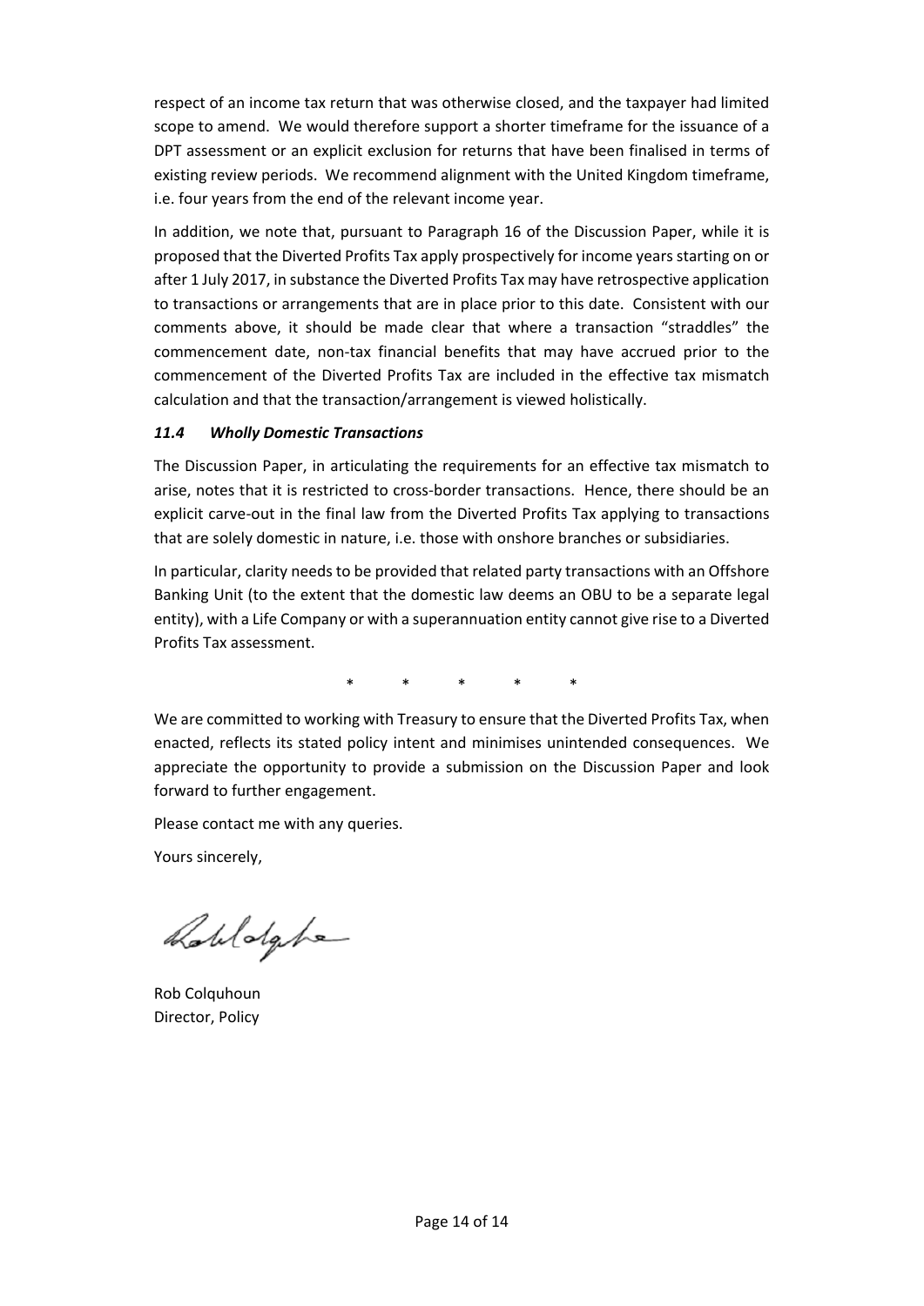respect of an income tax return that was otherwise closed, and the taxpayer had limited scope to amend. We would therefore support a shorter timeframe for the issuance of a DPT assessment or an explicit exclusion for returns that have been finalised in terms of existing review periods. We recommend alignment with the United Kingdom timeframe, i.e. four years from the end of the relevant income year.

In addition, we note that, pursuant to Paragraph 16 of the Discussion Paper, while it is proposed that the Diverted Profits Tax apply prospectively for income years starting on or after 1 July 2017, in substance the Diverted Profits Tax may have retrospective application to transactions or arrangements that are in place prior to this date. Consistent with our comments above, it should be made clear that where a transaction "straddles" the commencement date, non-tax financial benefits that may have accrued prior to the commencement of the Diverted Profits Tax are included in the effective tax mismatch calculation and that the transaction/arrangement is viewed holistically.

### *11.4 Wholly Domestic Transactions*

The Discussion Paper, in articulating the requirements for an effective tax mismatch to arise, notes that it is restricted to cross-border transactions. Hence, there should be an explicit carve-out in the final law from the Diverted Profits Tax applying to transactions that are solely domestic in nature, i.e. those with onshore branches or subsidiaries.

In particular, clarity needs to be provided that related party transactions with an Offshore Banking Unit (to the extent that the domestic law deems an OBU to be a separate legal entity), with a Life Company or with a superannuation entity cannot give rise to a Diverted Profits Tax assessment.

\* \* \* \* \*

We are committed to working with Treasury to ensure that the Diverted Profits Tax, when enacted, reflects its stated policy intent and minimises unintended consequences. We appreciate the opportunity to provide a submission on the Discussion Paper and look forward to further engagement.

Please contact me with any queries.

Yours sincerely,

Rob Colquhoun
Director, Policy